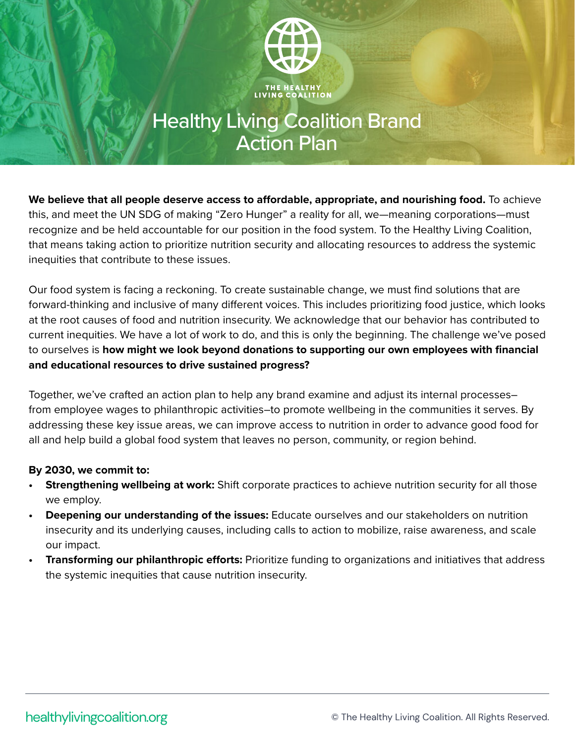THE HEALTHY LIVING COALITION

# Healthy Living Coalition Brand Action Plan

**We believe that all people deserve access to affordable, appropriate, and nourishing food.** To achieve this, and meet the UN SDG of making "Zero Hunger" a reality for all, we—meaning corporations—must recognize and be held accountable for our position in the food system. To the Healthy Living Coalition, that means taking action to prioritize nutrition security and allocating resources to address the systemic inequities that contribute to these issues.

Our food system is facing a reckoning. To create sustainable change, we must find solutions that are forward-thinking and inclusive of many different voices. This includes prioritizing food justice, which looks at the root causes of food and nutrition insecurity. We acknowledge that our behavior has contributed to current inequities. We have a lot of work to do, and this is only the beginning. The challenge we've posed to ourselves is **how might we look beyond donations to supporting our own employees with financial and educational resources to drive sustained progress?**

Together, we've crafted an action plan to help any brand examine and adjust its internal processes–from employee wages to philanthropic activities–to promote wellbeing in the communities it serves. By addressing these key issue areas, we can improve access to nutrition in order to advance good food for all and help build a global food system that leaves no person, community, or region behind.

**By 2030, we commit to:**

- **Strengthening wellbeing at work:** Shift corporate practices to achieve nutrition security for all those we employ.
- **Deepening our understanding of the issues:** Educate ourselves and our stakeholders on nutrition insecurity and its underlying causes, including calls to action to mobilize, raise awareness, and scale our impact.
- **Transforming our philanthropic efforts:** Prioritize funding to organizations and initiatives that address the systemic inequities that cause nutrition insecurity.

healthylivingcoalition.org

© The Healthy Living Coalition. All Rights Reserved.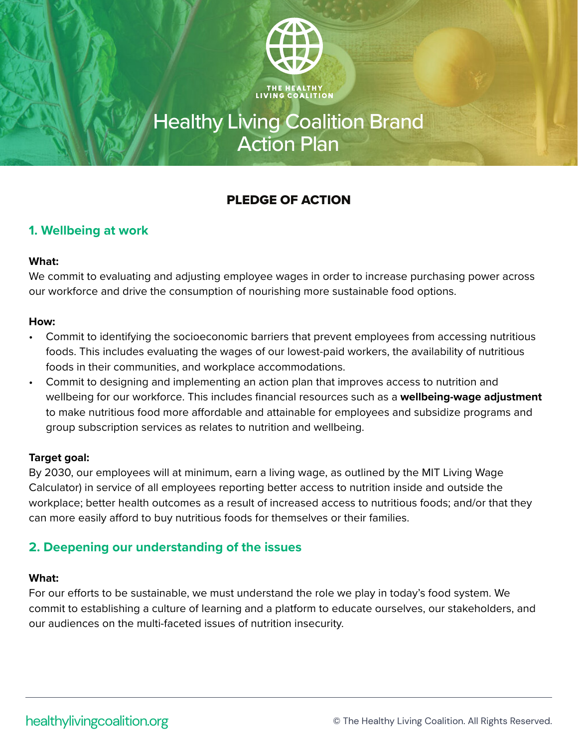# Healthy Living Coalition Brand Action Plan

## PLEDGE OF ACTION

### 1. Wellbeing at work

**What:**
We commit to evaluating and adjusting employee wages in order to increase purchasing power across our workforce and drive the consumption of nourishing more sustainable food options.

**How:**

- Commit to identifying the socioeconomic barriers that prevent employees from accessing nutritious foods. This includes evaluating the wages of our lowest-paid workers, the availability of nutritious foods in their communities, and workplace accommodations.
- Commit to designing and implementing an action plan that improves access to nutrition and wellbeing for our workforce. This includes financial resources such as a **wellbeing-wage adjustment** to make nutritious food more affordable and attainable for employees and subsidize programs and group subscription services as relates to nutrition and wellbeing.

**Target goal:**
By 2030, our employees will at minimum, earn a living wage, as outlined by the MIT Living Wage Calculator) in service of all employees reporting better access to nutrition inside and outside the workplace; better health outcomes as a result of increased access to nutritious foods; and/or that they can more easily afford to buy nutritious foods for themselves or their families.

### 2. Deepening our understanding of the issues

**What:**
For our efforts to be sustainable, we must understand the role we play in today's food system. We commit to establishing a culture of learning and a platform to educate ourselves, our stakeholders, and our audiences on the multi-faceted issues of nutrition insecurity.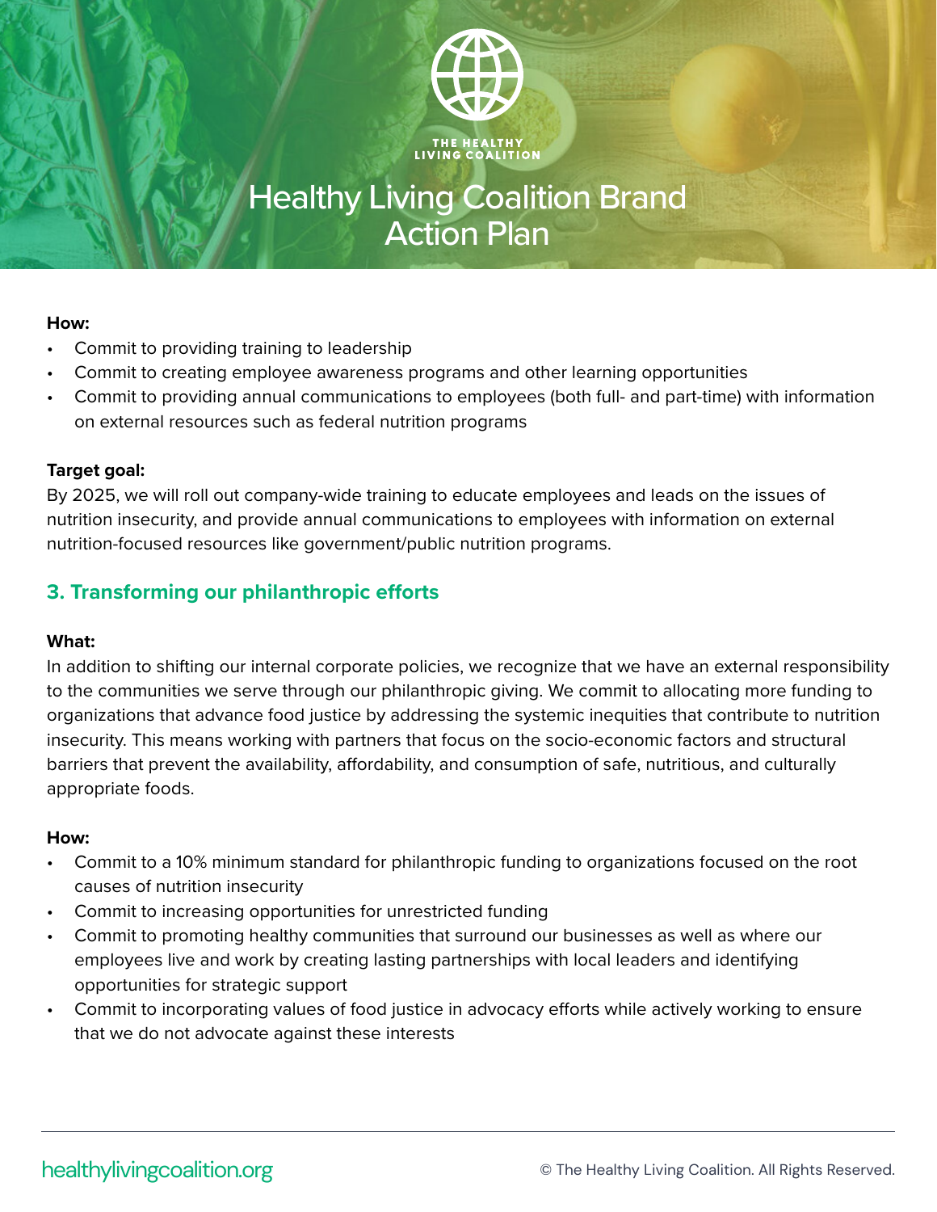# Healthy Living Coalition Brand Action Plan

**How:**

- Commit to providing training to leadership
- Commit to creating employee awareness programs and other learning opportunities
- Commit to providing annual communications to employees (both full- and part-time) with information on external resources such as federal nutrition programs

**Target goal:**

By 2025, we will roll out company-wide training to educate employees and leads on the issues of nutrition insecurity, and provide annual communications to employees with information on external nutrition-focused resources like government/public nutrition programs.

## 3. Transforming our philanthropic efforts

**What:**

In addition to shifting our internal corporate policies, we recognize that we have an external responsibility to the communities we serve through our philanthropic giving. We commit to allocating more funding to organizations that advance food justice by addressing the systemic inequities that contribute to nutrition insecurity. This means working with partners that focus on the socio-economic factors and structural barriers that prevent the availability, affordability, and consumption of safe, nutritious, and culturally appropriate foods.

**How:**

- Commit to a 10% minimum standard for philanthropic funding to organizations focused on the root causes of nutrition insecurity
- Commit to increasing opportunities for unrestricted funding
- Commit to promoting healthy communities that surround our businesses as well as where our employees live and work by creating lasting partnerships with local leaders and identifying opportunities for strategic support
- Commit to incorporating values of food justice in advocacy efforts while actively working to ensure that we do not advocate against these interests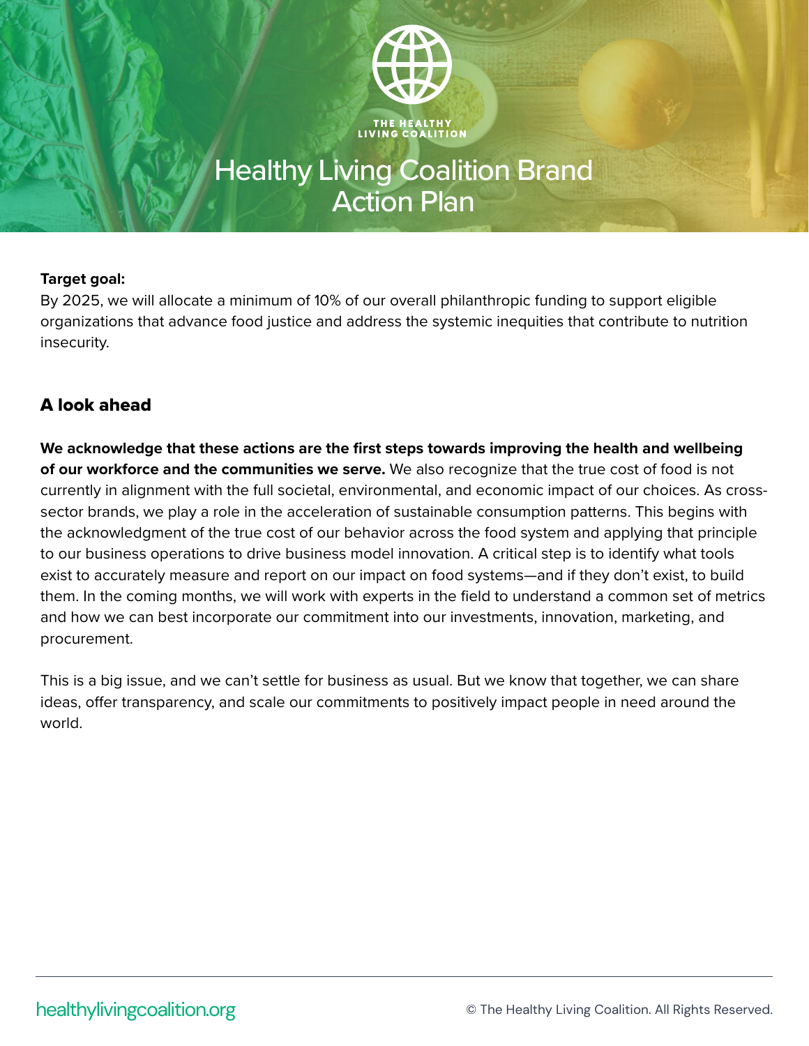THE HEALTHY LIVING COALITION

# Healthy Living Coalition Brand Action Plan

**Target goal:**
By 2025, we will allocate a minimum of 10% of our overall philanthropic funding to support eligible organizations that advance food justice and address the systemic inequities that contribute to nutrition insecurity.

## A look ahead

**We acknowledge that these actions are the first steps towards improving the health and wellbeing of our workforce and the communities we serve.** We also recognize that the true cost of food is not currently in alignment with the full societal, environmental, and economic impact of our choices. As cross-sector brands, we play a role in the acceleration of sustainable consumption patterns. This begins with the acknowledgment of the true cost of our behavior across the food system and applying that principle to our business operations to drive business model innovation. A critical step is to identify what tools exist to accurately measure and report on our impact on food systems—and if they don't exist, to build them. In the coming months, we will work with experts in the field to understand a common set of metrics and how we can best incorporate our commitment into our investments, innovation, marketing, and procurement.

This is a big issue, and we can't settle for business as usual. But we know that together, we can share ideas, offer transparency, and scale our commitments to positively impact people in need around the world.

healthylivingcoalition.org

© The Healthy Living Coalition. All Rights Reserved.